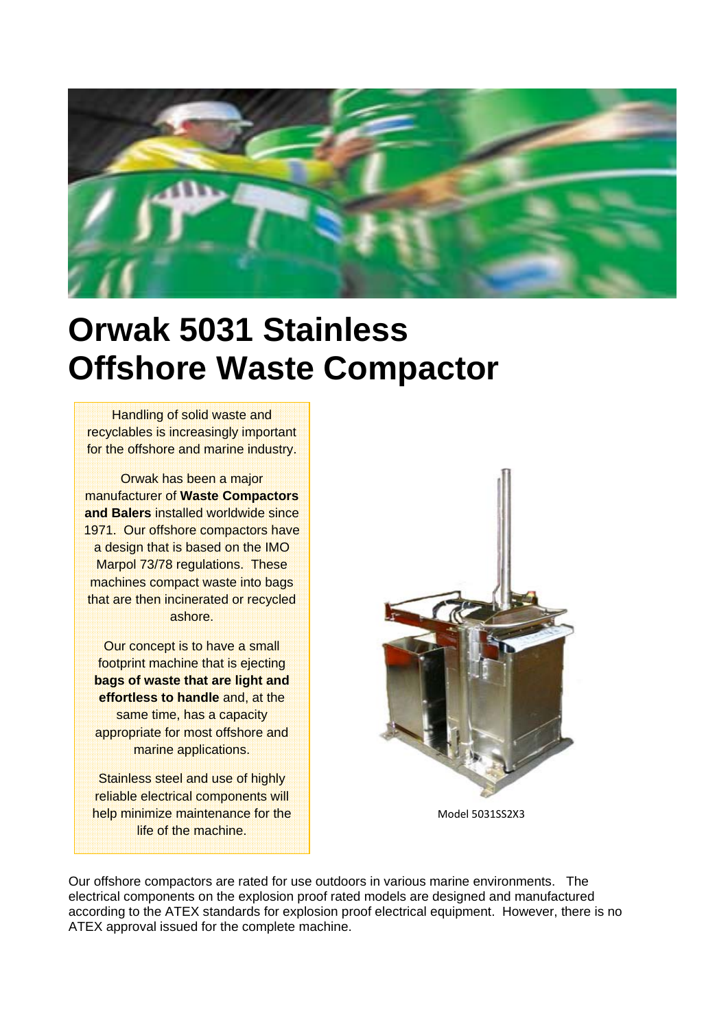# Orwak 5031 Stainless Offshore Waste Compactor

Handling of solid waste and recyclables is increasingly important for the offshore and marine industry.

Orwak has been a major manufacturer of **Waste Compactors and Balers** installed worldwide since 1971. Our offshore compactors have a design that is based on the IMO Marpol 73/78 regulations. These machines compact waste into bags that are then incinerated or recycled ashore.

Our concept is to have a small footprint machine that is ejecting **bags of waste that are light and effortless to handle** and, at the same time, has a capacity appropriate for most offshore and marine applications.

Stainless steel and use of highly reliable electrical components will help minimize maintenance for the life of the machine.

Model 5031SS2X3

Our offshore compactors are rated for use outdoors in various marine environments. The electrical components on the explosion proof rated models are designed and manufactured according to the ATEX standards for explosion proof electrical equipment. However, there is no ATEX approval issued for the complete machine.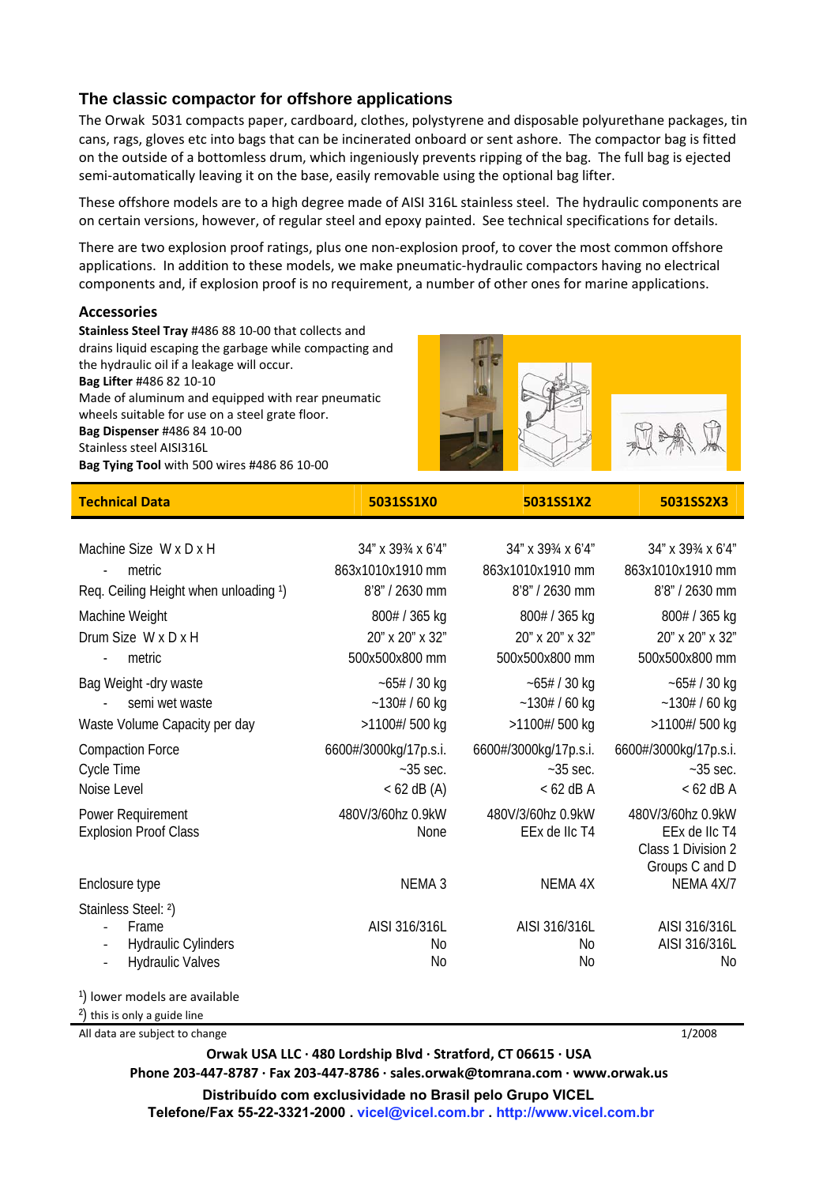## The classic compactor for offshore applications

The Orwak 5031 compacts paper, cardboard, clothes, polystyrene and disposable polyurethane packages, tin cans, rags, gloves etc into bags that can be incinerated onboard or sent ashore. The compactor bag is fitted on the outside of a bottomless drum, which ingeniously prevents ripping of the bag. The full bag is ejected semi-automatically leaving it on the base, easily removable using the optional bag lifter.

These offshore models are to a high degree made of AISI 316L stainless steel. The hydraulic components are on certain versions, however, of regular steel and epoxy painted. See technical specifications for details.

There are two explosion proof ratings, plus one non-explosion proof, to cover the most common offshore applications. In addition to these models, we make pneumatic-hydraulic compactors having no electrical components and, if explosion proof is no requirement, a number of other ones for marine applications.

### Accessories

**Stainless Steel Tray** #486 88 10-00 that collects and drains liquid escaping the garbage while compacting and the hydraulic oil if a leakage will occur.
**Bag Lifter** #486 82 10-10
Made of aluminum and equipped with rear pneumatic wheels suitable for use on a steel grate floor.
**Bag Dispenser** #486 84 10-00
Stainless steel AISI316L
**Bag Tying Tool** with 500 wires #486 86 10-00

| Technical Data | 5031SS1X0 | 5031SS1X2 | 5031SS2X3 |
|---|---|---|---|
| Machine Size W x D x H | 34" x 39¾ x 6'4" | 34" x 39¾ x 6'4" | 34" x 39¾ x 6'4" |
| - metric | 863x1010x1910 mm | 863x1010x1910 mm | 863x1010x1910 mm |
| Req. Ceiling Height when unloading [1]) | 8'8" / 2630 mm | 8'8" / 2630 mm | 8'8" / 2630 mm |
| Machine Weight | 800# / 365 kg | 800# / 365 kg | 800# / 365 kg |
| Drum Size W x D x H | 20" x 20" x 32" | 20" x 20" x 32" | 20" x 20" x 32" |
| - metric | 500x500x800 mm | 500x500x800 mm | 500x500x800 mm |
| Bag Weight -dry waste | ~65# / 30 kg | ~65# / 30 kg | ~65# / 30 kg |
| - semi wet waste | ~130# / 60 kg | ~130# / 60 kg | ~130# / 60 kg |
| Waste Volume Capacity per day | >1100#/ 500 kg | >1100#/ 500 kg | >1100#/ 500 kg |
| Compaction Force | 6600#/3000kg/17p.s.i. | 6600#/3000kg/17p.s.i. | 6600#/3000kg/17p.s.i. |
| Cycle Time | ~35 sec. | ~35 sec. | ~35 sec. |
| Noise Level | < 62 dB (A) | < 62 dB A | < 62 dB A |
| Power Requirement | 480V/3/60hz 0.9kW | 480V/3/60hz 0.9kW | 480V/3/60hz 0.9kW |
| Explosion Proof Class | None | EEx de IIc T4 | EEx de IIc T4 Class 1 Division 2 Groups C and D |
| Enclosure type | NEMA 3 | NEMA 4X | NEMA 4X/7 |
| Stainless Steel: [2]) | | | |
| - Frame | AISI 316/316L | AISI 316/316L | AISI 316/316L |
| - Hydraulic Cylinders | No | No | AISI 316/316L |
| - Hydraulic Valves | No | No | No |

[1]) lower models are available
[2]) this is only a guide line

All data are subject to change 1/2008

**Orwak USA LLC · 480 Lordship Blvd · Stratford, CT 06615 · USA**
**Phone 203-447-8787 · Fax 203-447-8786 · sales.orwak@tomrana.com · www.orwak.us**

**Distribuído com exclusividade no Brasil pelo Grupo VICEL**
**Telefone/Fax 55-22-3321-2000 . vicel@vicel.com.br . http://www.vicel.com.br**